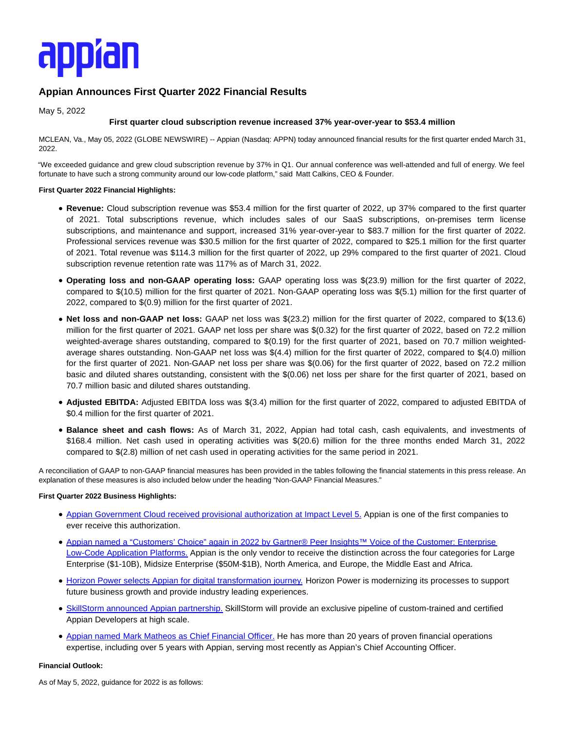appian

# Appian Announces First Quarter 2022 Financial Results

May 5, 2022

**First quarter cloud subscription revenue increased 37% year-over-year to $53.4 million**

MCLEAN, Va., May 05, 2022 (GLOBE NEWSWIRE) -- Appian (Nasdaq: APPN) today announced financial results for the first quarter ended March 31, 2022.

"We exceeded guidance and grew cloud subscription revenue by 37% in Q1. Our annual conference was well-attended and full of energy. We feel fortunate to have such a strong community around our low-code platform," said Matt Calkins, CEO & Founder.

**First Quarter 2022 Financial Highlights:**

- **Revenue:** Cloud subscription revenue was $53.4 million for the first quarter of 2022, up 37% compared to the first quarter of 2021. Total subscriptions revenue, which includes sales of our SaaS subscriptions, on-premises term license subscriptions, and maintenance and support, increased 31% year-over-year to $83.7 million for the first quarter of 2022. Professional services revenue was $30.5 million for the first quarter of 2022, compared to $25.1 million for the first quarter of 2021. Total revenue was $114.3 million for the first quarter of 2022, up 29% compared to the first quarter of 2021. Cloud subscription revenue retention rate was 117% as of March 31, 2022.
- **Operating loss and non-GAAP operating loss:** GAAP operating loss was $(23.9) million for the first quarter of 2022, compared to $(10.5) million for the first quarter of 2021. Non-GAAP operating loss was $(5.1) million for the first quarter of 2022, compared to $(0.9) million for the first quarter of 2021.
- **Net loss and non-GAAP net loss:** GAAP net loss was $(23.2) million for the first quarter of 2022, compared to $(13.6) million for the first quarter of 2021. GAAP net loss per share was $(0.32) for the first quarter of 2022, based on 72.2 million weighted-average shares outstanding, compared to $(0.19) for the first quarter of 2021, based on 70.7 million weighted-average shares outstanding. Non-GAAP net loss was $(4.4) million for the first quarter of 2022, compared to $(4.0) million for the first quarter of 2021. Non-GAAP net loss per share was $(0.06) for the first quarter of 2022, based on 72.2 million basic and diluted shares outstanding, consistent with the $(0.06) net loss per share for the first quarter of 2021, based on 70.7 million basic and diluted shares outstanding.
- **Adjusted EBITDA:** Adjusted EBITDA loss was $(3.4) million for the first quarter of 2022, compared to adjusted EBITDA of $0.4 million for the first quarter of 2021.
- **Balance sheet and cash flows:** As of March 31, 2022, Appian had total cash, cash equivalents, and investments of $168.4 million. Net cash used in operating activities was $(20.6) million for the three months ended March 31, 2022 compared to $(2.8) million of net cash used in operating activities for the same period in 2021.

A reconciliation of GAAP to non-GAAP financial measures has been provided in the tables following the financial statements in this press release. An explanation of these measures is also included below under the heading "Non-GAAP Financial Measures."

**First Quarter 2022 Business Highlights:**

- Appian Government Cloud received provisional authorization at Impact Level 5. Appian is one of the first companies to ever receive this authorization.
- Appian named a "Customers' Choice" again in 2022 by Gartner® Peer Insights™ Voice of the Customer: Enterprise Low-Code Application Platforms. Appian is the only vendor to receive the distinction across the four categories for Large Enterprise ($1-10B), Midsize Enterprise ($50M-$1B), North America, and Europe, the Middle East and Africa.
- Horizon Power selects Appian for digital transformation journey. Horizon Power is modernizing its processes to support future business growth and provide industry leading experiences.
- SkillStorm announced Appian partnership. SkillStorm will provide an exclusive pipeline of custom-trained and certified Appian Developers at high scale.
- Appian named Mark Matheos as Chief Financial Officer. He has more than 20 years of proven financial operations expertise, including over 5 years with Appian, serving most recently as Appian's Chief Accounting Officer.

**Financial Outlook:**

As of May 5, 2022, guidance for 2022 is as follows: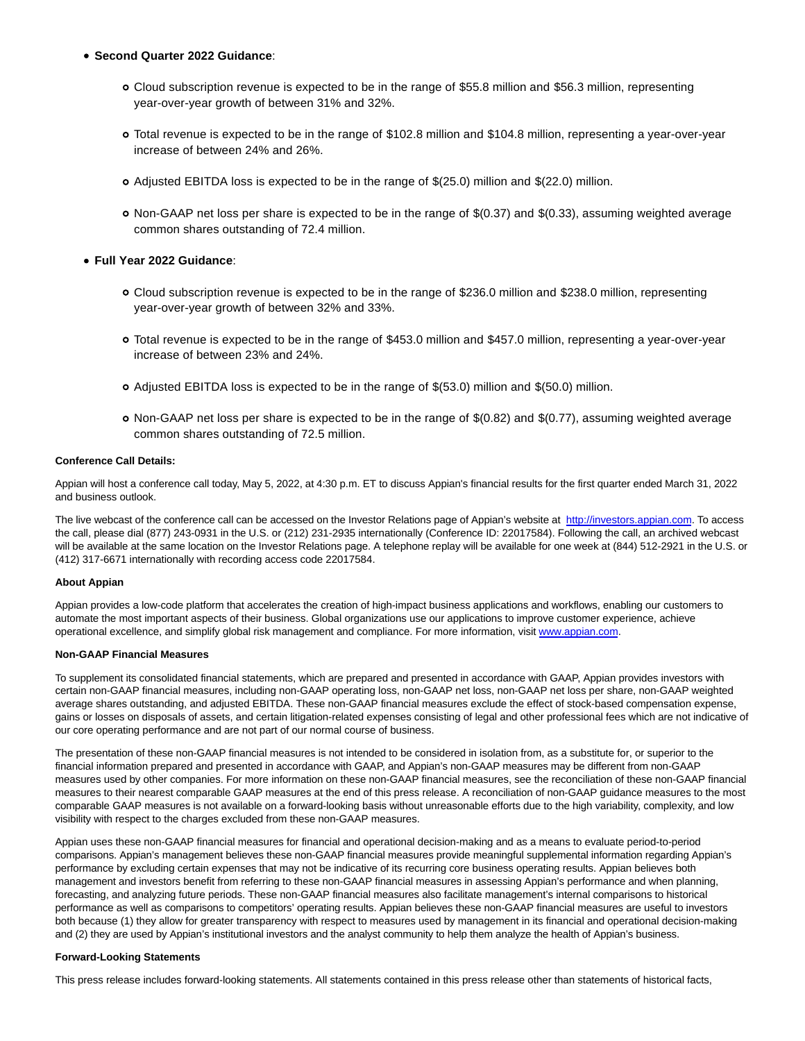- **Second Quarter 2022 Guidance**:
  - Cloud subscription revenue is expected to be in the range of $55.8 million and $56.3 million, representing year-over-year growth of between 31% and 32%.
  - Total revenue is expected to be in the range of $102.8 million and $104.8 million, representing a year-over-year increase of between 24% and 26%.
  - Adjusted EBITDA loss is expected to be in the range of $(25.0) million and $(22.0) million.
  - Non-GAAP net loss per share is expected to be in the range of $(0.37) and $(0.33), assuming weighted average common shares outstanding of 72.4 million.
- **Full Year 2022 Guidance**:
  - Cloud subscription revenue is expected to be in the range of $236.0 million and $238.0 million, representing year-over-year growth of between 32% and 33%.
  - Total revenue is expected to be in the range of $453.0 million and $457.0 million, representing a year-over-year increase of between 23% and 24%.
  - Adjusted EBITDA loss is expected to be in the range of $(53.0) million and $(50.0) million.
  - Non-GAAP net loss per share is expected to be in the range of $(0.82) and $(0.77), assuming weighted average common shares outstanding of 72.5 million.

**Conference Call Details:**

Appian will host a conference call today, May 5, 2022, at 4:30 p.m. ET to discuss Appian's financial results for the first quarter ended March 31, 2022 and business outlook.

The live webcast of the conference call can be accessed on the Investor Relations page of Appian's website at http://investors.appian.com. To access the call, please dial (877) 243-0931 in the U.S. or (212) 231-2935 internationally (Conference ID: 22017584). Following the call, an archived webcast will be available at the same location on the Investor Relations page. A telephone replay will be available for one week at (844) 512-2921 in the U.S. or (412) 317-6671 internationally with recording access code 22017584.

**About Appian**

Appian provides a low-code platform that accelerates the creation of high-impact business applications and workflows, enabling our customers to automate the most important aspects of their business. Global organizations use our applications to improve customer experience, achieve operational excellence, and simplify global risk management and compliance. For more information, visit www.appian.com.

**Non-GAAP Financial Measures**

To supplement its consolidated financial statements, which are prepared and presented in accordance with GAAP, Appian provides investors with certain non-GAAP financial measures, including non-GAAP operating loss, non-GAAP net loss, non-GAAP net loss per share, non-GAAP weighted average shares outstanding, and adjusted EBITDA. These non-GAAP financial measures exclude the effect of stock-based compensation expense, gains or losses on disposals of assets, and certain litigation-related expenses consisting of legal and other professional fees which are not indicative of our core operating performance and are not part of our normal course of business.

The presentation of these non-GAAP financial measures is not intended to be considered in isolation from, as a substitute for, or superior to the financial information prepared and presented in accordance with GAAP, and Appian's non-GAAP measures may be different from non-GAAP measures used by other companies. For more information on these non-GAAP financial measures, see the reconciliation of these non-GAAP financial measures to their nearest comparable GAAP measures at the end of this press release. A reconciliation of non-GAAP guidance measures to the most comparable GAAP measures is not available on a forward-looking basis without unreasonable efforts due to the high variability, complexity, and low visibility with respect to the charges excluded from these non-GAAP measures.

Appian uses these non-GAAP financial measures for financial and operational decision-making and as a means to evaluate period-to-period comparisons. Appian's management believes these non-GAAP financial measures provide meaningful supplemental information regarding Appian's performance by excluding certain expenses that may not be indicative of its recurring core business operating results. Appian believes both management and investors benefit from referring to these non-GAAP financial measures in assessing Appian's performance and when planning, forecasting, and analyzing future periods. These non-GAAP financial measures also facilitate management's internal comparisons to historical performance as well as comparisons to competitors' operating results. Appian believes these non-GAAP financial measures are useful to investors both because (1) they allow for greater transparency with respect to measures used by management in its financial and operational decision-making and (2) they are used by Appian's institutional investors and the analyst community to help them analyze the health of Appian's business.

**Forward-Looking Statements**

This press release includes forward-looking statements. All statements contained in this press release other than statements of historical facts,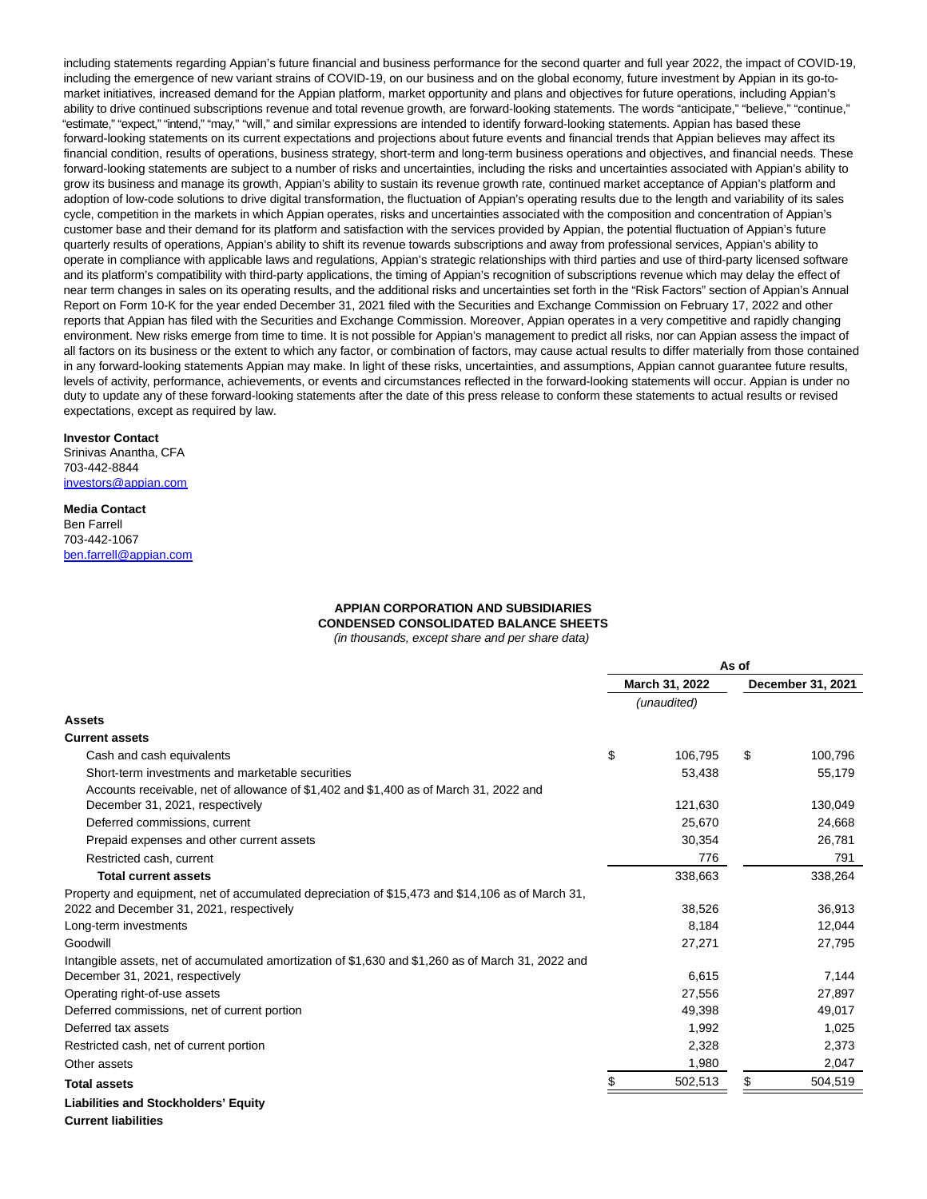including statements regarding Appian's future financial and business performance for the second quarter and full year 2022, the impact of COVID-19, including the emergence of new variant strains of COVID-19, on our business and on the global economy, future investment by Appian in its go-to-market initiatives, increased demand for the Appian platform, market opportunity and plans and objectives for future operations, including Appian's ability to drive continued subscriptions revenue and total revenue growth, are forward-looking statements. The words "anticipate," "believe," "continue," "estimate," "expect," "intend," "may," "will," and similar expressions are intended to identify forward-looking statements. Appian has based these forward-looking statements on its current expectations and projections about future events and financial trends that Appian believes may affect its financial condition, results of operations, business strategy, short-term and long-term business operations and objectives, and financial needs. These forward-looking statements are subject to a number of risks and uncertainties, including the risks and uncertainties associated with Appian's ability to grow its business and manage its growth, Appian's ability to sustain its revenue growth rate, continued market acceptance of Appian's platform and adoption of low-code solutions to drive digital transformation, the fluctuation of Appian's operating results due to the length and variability of its sales cycle, competition in the markets in which Appian operates, risks and uncertainties associated with the composition and concentration of Appian's customer base and their demand for its platform and satisfaction with the services provided by Appian, the potential fluctuation of Appian's future quarterly results of operations, Appian's ability to shift its revenue towards subscriptions and away from professional services, Appian's ability to operate in compliance with applicable laws and regulations, Appian's strategic relationships with third parties and use of third-party licensed software and its platform's compatibility with third-party applications, the timing of Appian's recognition of subscriptions revenue which may delay the effect of near term changes in sales on its operating results, and the additional risks and uncertainties set forth in the "Risk Factors" section of Appian's Annual Report on Form 10-K for the year ended December 31, 2021 filed with the Securities and Exchange Commission on February 17, 2022 and other reports that Appian has filed with the Securities and Exchange Commission. Moreover, Appian operates in a very competitive and rapidly changing environment. New risks emerge from time to time. It is not possible for Appian's management to predict all risks, nor can Appian assess the impact of all factors on its business or the extent to which any factor, or combination of factors, may cause actual results to differ materially from those contained in any forward-looking statements Appian may make. In light of these risks, uncertainties, and assumptions, Appian cannot guarantee future results, levels of activity, performance, achievements, or events and circumstances reflected in the forward-looking statements will occur. Appian is under no duty to update any of these forward-looking statements after the date of this press release to conform these statements to actual results or revised expectations, except as required by law.

**Investor Contact**
Srinivas Anantha, CFA
703-442-8844
investors@appian.com

**Media Contact**
Ben Farrell
703-442-1067
ben.farrell@appian.com

**APPIAN CORPORATION AND SUBSIDIARIES**
**CONDENSED CONSOLIDATED BALANCE SHEETS**
*(in thousands, except share and per share data)*

| | As of | |
|---|---|---|
| | **March 31, 2022** | **December 31, 2021** |
| | *(unaudited)* | |
| **Assets** | | |
| **Current assets** | | |
| Cash and cash equivalents | $ 106,795 | $ 100,796 |
| Short-term investments and marketable securities | 53,438 | 55,179 |
| Accounts receivable, net of allowance of $1,402 and $1,400 as of March 31, 2022 and December 31, 2021, respectively | 121,630 | 130,049 |
| Deferred commissions, current | 25,670 | 24,668 |
| Prepaid expenses and other current assets | 30,354 | 26,781 |
| Restricted cash, current | 776 | 791 |
| **Total current assets** | 338,663 | 338,264 |
| Property and equipment, net of accumulated depreciation of $15,473 and $14,106 as of March 31, 2022 and December 31, 2021, respectively | 38,526 | 36,913 |
| Long-term investments | 8,184 | 12,044 |
| Goodwill | 27,271 | 27,795 |
| Intangible assets, net of accumulated amortization of $1,630 and $1,260 as of March 31, 2022 and December 31, 2021, respectively | 6,615 | 7,144 |
| Operating right-of-use assets | 27,556 | 27,897 |
| Deferred commissions, net of current portion | 49,398 | 49,017 |
| Deferred tax assets | 1,992 | 1,025 |
| Restricted cash, net of current portion | 2,328 | 2,373 |
| Other assets | 1,980 | 2,047 |
| **Total assets** | $ 502,513 | $ 504,519 |
| **Liabilities and Stockholders' Equity** | | |
| **Current liabilities** | | |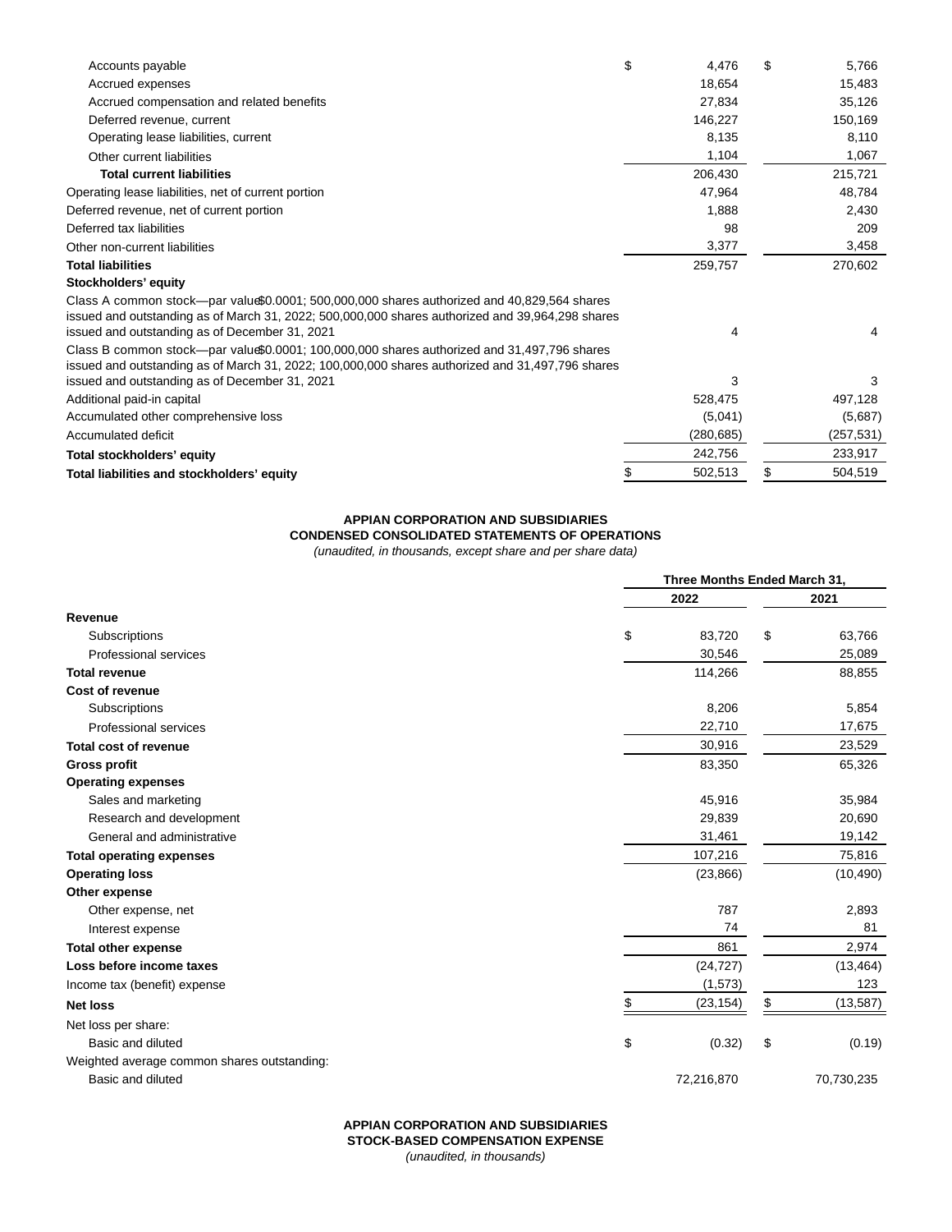| | March 31, 2022 | December 31, 2021 |
|---|---|---|
| Accounts payable | $ 4,476 | $ 5,766 |
| Accrued expenses | 18,654 | 15,483 |
| Accrued compensation and related benefits | 27,834 | 35,126 |
| Deferred revenue, current | 146,227 | 150,169 |
| Operating lease liabilities, current | 8,135 | 8,110 |
| Other current liabilities | 1,104 | 1,067 |
| **Total current liabilities** | 206,430 | 215,721 |
| Operating lease liabilities, net of current portion | 47,964 | 48,784 |
| Deferred revenue, net of current portion | 1,888 | 2,430 |
| Deferred tax liabilities | 98 | 209 |
| Other non-current liabilities | 3,377 | 3,458 |
| **Total liabilities** | 259,757 | 270,602 |
| **Stockholders' equity** | | |
| Class A common stock—par value $0.0001; 500,000,000 shares authorized and 40,829,564 shares issued and outstanding as of March 31, 2022; 500,000,000 shares authorized and 39,964,298 shares issued and outstanding as of December 31, 2021 | 4 | 4 |
| Class B common stock—par value $0.0001; 100,000,000 shares authorized and 31,497,796 shares issued and outstanding as of March 31, 2022; 100,000,000 shares authorized and 31,497,796 shares issued and outstanding as of December 31, 2021 | 3 | 3 |
| Additional paid-in capital | 528,475 | 497,128 |
| Accumulated other comprehensive loss | (5,041) | (5,687) |
| Accumulated deficit | (280,685) | (257,531) |
| **Total stockholders' equity** | 242,756 | 233,917 |
| **Total liabilities and stockholders' equity** | $ 502,513 | $ 504,519 |

**APPIAN CORPORATION AND SUBSIDIARIES**
**CONDENSED CONSOLIDATED STATEMENTS OF OPERATIONS**
*(unaudited, in thousands, except share and per share data)*

| | Three Months Ended March 31, | |
|---|---|---|
| | 2022 | 2021 |
| **Revenue** | | |
| Subscriptions | $ 83,720 | $ 63,766 |
| Professional services | 30,546 | 25,089 |
| **Total revenue** | 114,266 | 88,855 |
| **Cost of revenue** | | |
| Subscriptions | 8,206 | 5,854 |
| Professional services | 22,710 | 17,675 |
| **Total cost of revenue** | 30,916 | 23,529 |
| **Gross profit** | 83,350 | 65,326 |
| **Operating expenses** | | |
| Sales and marketing | 45,916 | 35,984 |
| Research and development | 29,839 | 20,690 |
| General and administrative | 31,461 | 19,142 |
| **Total operating expenses** | 107,216 | 75,816 |
| **Operating loss** | (23,866) | (10,490) |
| **Other expense** | | |
| Other expense, net | 787 | 2,893 |
| Interest expense | 74 | 81 |
| **Total other expense** | 861 | 2,974 |
| **Loss before income taxes** | (24,727) | (13,464) |
| Income tax (benefit) expense | (1,573) | 123 |
| **Net loss** | $ (23,154) | $ (13,587) |
| Net loss per share: | | |
| Basic and diluted | $ (0.32) | $ (0.19) |
| Weighted average common shares outstanding: | | |
| Basic and diluted | 72,216,870 | 70,730,235 |

**APPIAN CORPORATION AND SUBSIDIARIES**
**STOCK-BASED COMPENSATION EXPENSE**
*(unaudited, in thousands)*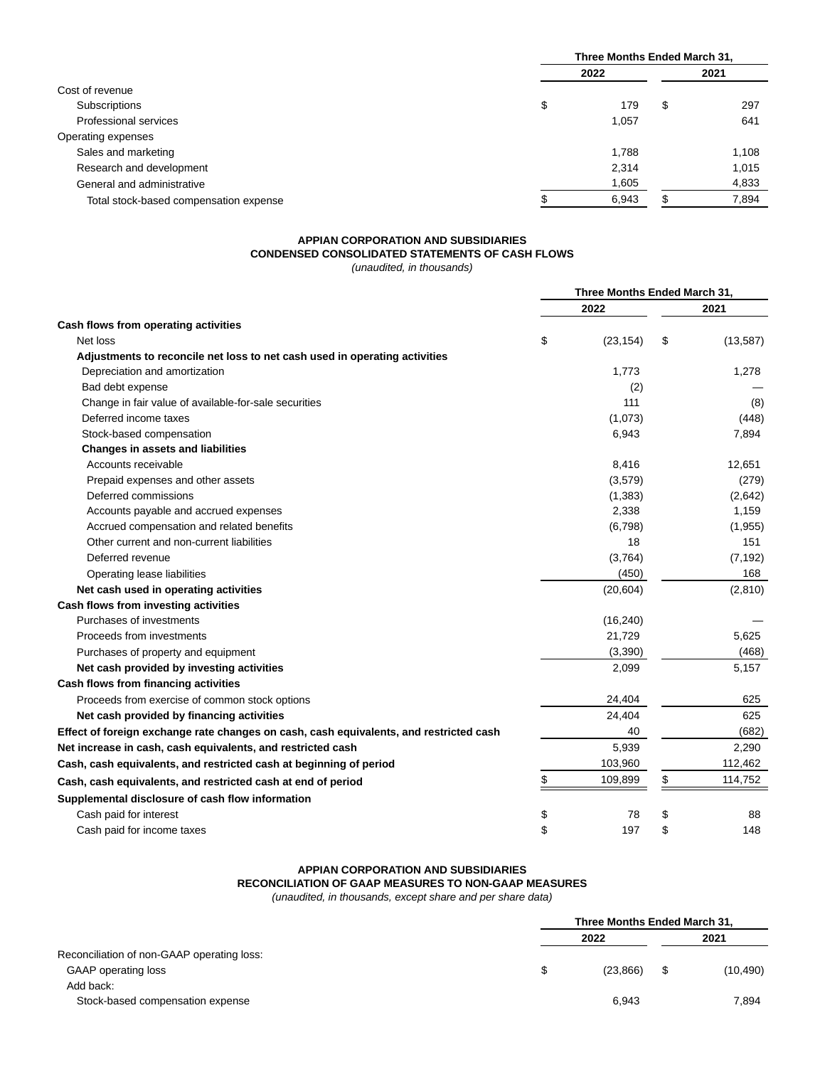| | Three Months Ended March 31, | |
|---|---|---|
| | 2022 | 2021 |
| Cost of revenue | | |
| Subscriptions | $ 179 | $ 297 |
| Professional services | 1,057 | 641 |
| Operating expenses | | |
| Sales and marketing | 1,788 | 1,108 |
| Research and development | 2,314 | 1,015 |
| General and administrative | 1,605 | 4,833 |
| Total stock-based compensation expense | $ 6,943 | $ 7,894 |

**APPIAN CORPORATION AND SUBSIDIARIES**
**CONDENSED CONSOLIDATED STATEMENTS OF CASH FLOWS**
*(unaudited, in thousands)*

| | Three Months Ended March 31, | |
|---|---|---|
| | 2022 | 2021 |
| **Cash flows from operating activities** | | |
| Net loss | $ (23,154) | $ (13,587) |
| **Adjustments to reconcile net loss to net cash used in operating activities** | | |
| Depreciation and amortization | 1,773 | 1,278 |
| Bad debt expense | (2) | — |
| Change in fair value of available-for-sale securities | 111 | (8) |
| Deferred income taxes | (1,073) | (448) |
| Stock-based compensation | 6,943 | 7,894 |
| **Changes in assets and liabilities** | | |
| Accounts receivable | 8,416 | 12,651 |
| Prepaid expenses and other assets | (3,579) | (279) |
| Deferred commissions | (1,383) | (2,642) |
| Accounts payable and accrued expenses | 2,338 | 1,159 |
| Accrued compensation and related benefits | (6,798) | (1,955) |
| Other current and non-current liabilities | 18 | 151 |
| Deferred revenue | (3,764) | (7,192) |
| Operating lease liabilities | (450) | 168 |
| **Net cash used in operating activities** | (20,604) | (2,810) |
| **Cash flows from investing activities** | | |
| Purchases of investments | (16,240) | — |
| Proceeds from investments | 21,729 | 5,625 |
| Purchases of property and equipment | (3,390) | (468) |
| **Net cash provided by investing activities** | 2,099 | 5,157 |
| **Cash flows from financing activities** | | |
| Proceeds from exercise of common stock options | 24,404 | 625 |
| **Net cash provided by financing activities** | 24,404 | 625 |
| **Effect of foreign exchange rate changes on cash, cash equivalents, and restricted cash** | 40 | (682) |
| **Net increase in cash, cash equivalents, and restricted cash** | 5,939 | 2,290 |
| **Cash, cash equivalents, and restricted cash at beginning of period** | 103,960 | 112,462 |
| **Cash, cash equivalents, and restricted cash at end of period** | $ 109,899 | $ 114,752 |
| **Supplemental disclosure of cash flow information** | | |
| Cash paid for interest | $ 78 | $ 88 |
| Cash paid for income taxes | $ 197 | $ 148 |

**APPIAN CORPORATION AND SUBSIDIARIES**
**RECONCILIATION OF GAAP MEASURES TO NON-GAAP MEASURES**
*(unaudited, in thousands, except share and per share data)*

| | Three Months Ended March 31, | |
|---|---|---|
| | 2022 | 2021 |
| Reconciliation of non-GAAP operating loss: | | |
| GAAP operating loss | $ (23,866) | $ (10,490) |
| Add back: | | |
| Stock-based compensation expense | 6,943 | 7,894 |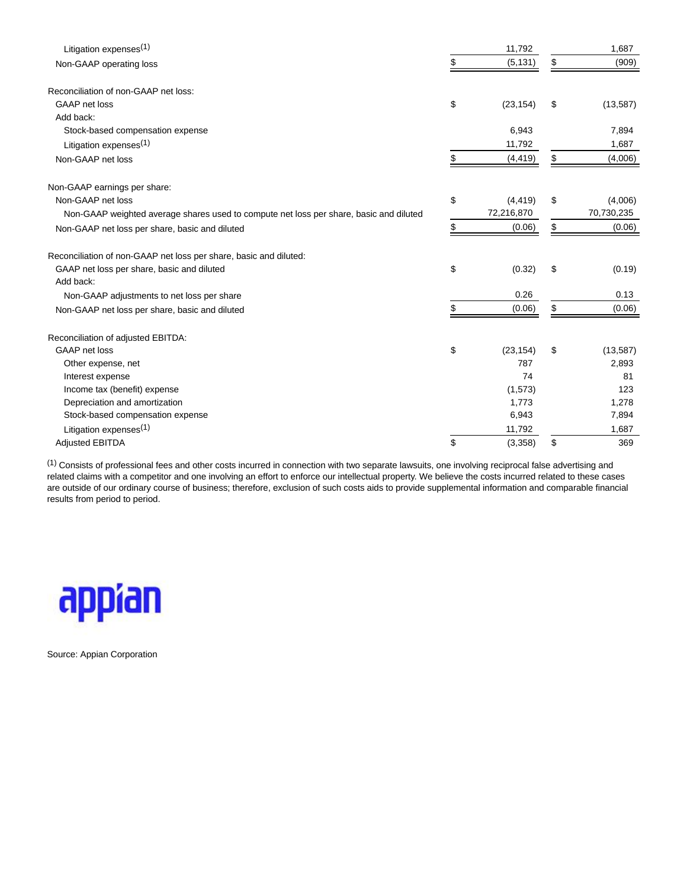| | | |
|---|---|---|
| Litigation expenses[1] | 11,792 | 1,687 |
| Non-GAAP operating loss | $ (5,131) | $ (909) |
| | | |
| Reconciliation of non-GAAP net loss: | | |
| GAAP net loss | $ (23,154) | $ (13,587) |
| Add back: | | |
| Stock-based compensation expense | 6,943 | 7,894 |
| Litigation expenses[1] | 11,792 | 1,687 |
| Non-GAAP net loss | $ (4,419) | $ (4,006) |
| | | |
| Non-GAAP earnings per share: | | |
| Non-GAAP net loss | $ (4,419) | $ (4,006) |
| Non-GAAP weighted average shares used to compute net loss per share, basic and diluted | 72,216,870 | 70,730,235 |
| Non-GAAP net loss per share, basic and diluted | $ (0.06) | $ (0.06) |
| | | |
| Reconciliation of non-GAAP net loss per share, basic and diluted: | | |
| GAAP net loss per share, basic and diluted | $ (0.32) | $ (0.19) |
| Add back: | | |
| Non-GAAP adjustments to net loss per share | 0.26 | 0.13 |
| Non-GAAP net loss per share, basic and diluted | $ (0.06) | $ (0.06) |
| | | |
| Reconciliation of adjusted EBITDA: | | |
| GAAP net loss | $ (23,154) | $ (13,587) |
| Other expense, net | 787 | 2,893 |
| Interest expense | 74 | 81 |
| Income tax (benefit) expense | (1,573) | 123 |
| Depreciation and amortization | 1,773 | 1,278 |
| Stock-based compensation expense | 6,943 | 7,894 |
| Litigation expenses[1] | 11,792 | 1,687 |
| Adjusted EBITDA | $ (3,358) | $ 369 |

[1] Consists of professional fees and other costs incurred in connection with two separate lawsuits, one involving reciprocal false advertising and related claims with a competitor and one involving an effort to enforce our intellectual property. We believe the costs incurred related to these cases are outside of our ordinary course of business; therefore, exclusion of such costs aids to provide supplemental information and comparable financial results from period to period.

appian

Source: Appian Corporation